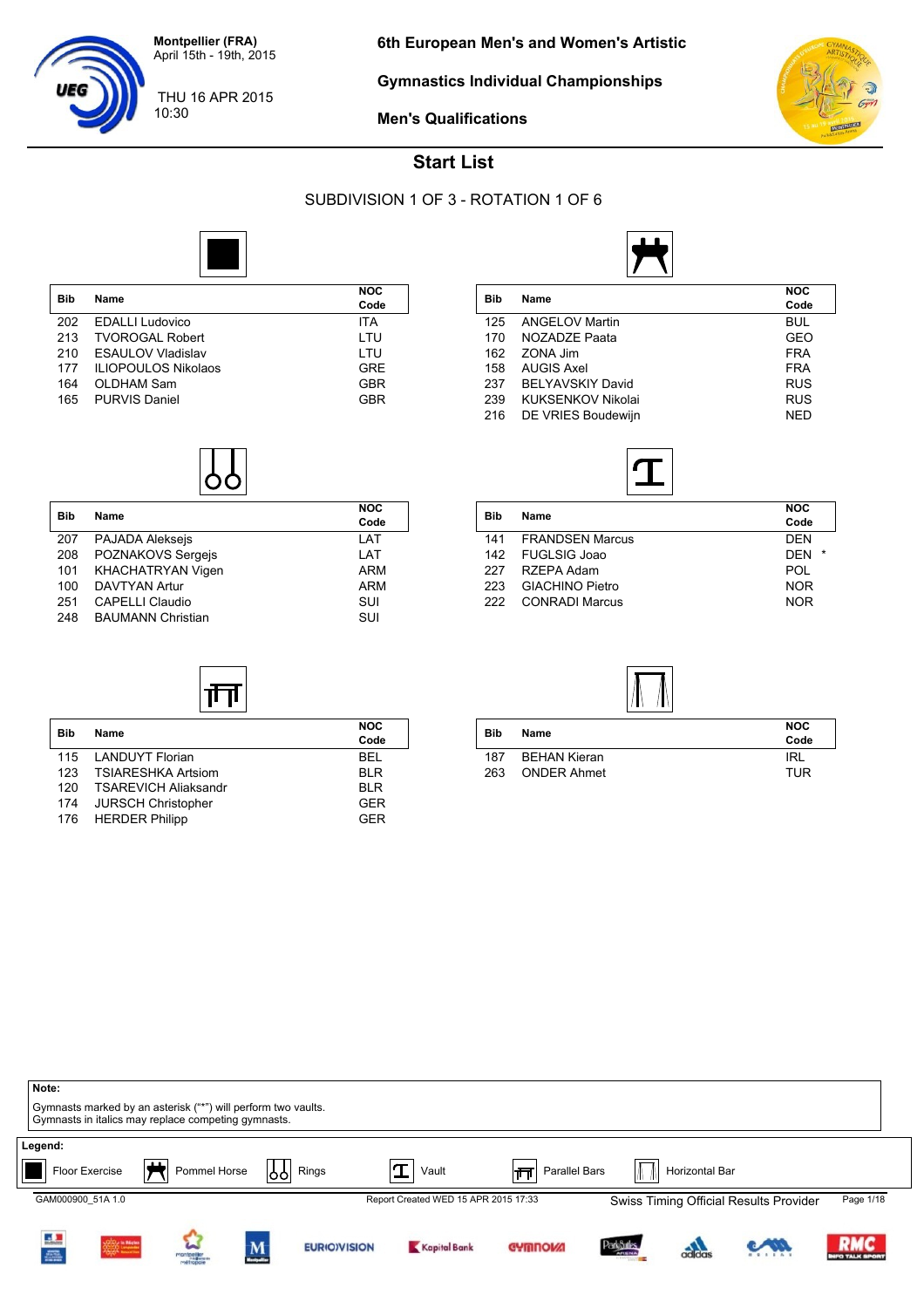**Montpellier (FRA)**
April 15th - 19th, 2015

THU 16 APR 2015
10:30

# 6th European Men's and Women's Artistic Gymnastics Individual Championships

## Men's Qualifications

## Start List

### SUBDIVISION 1 OF 3 - ROTATION 1 OF 6

#### Floor Exercise

| Bib | Name | NOC Code |
|---|---|---|
| 202 | EDALLI Ludovico | ITA |
| 213 | TVOROGAL Robert | LTU |
| 210 | ESAULOV Vladislav | LTU |
| 177 | ILIOPOULOS Nikolaos | GRE |
| 164 | OLDHAM Sam | GBR |
| 165 | PURVIS Daniel | GBR |

#### Pommel Horse

| Bib | Name | NOC Code |
|---|---|---|
| 125 | ANGELOV Martin | BUL |
| 170 | NOZADZE Paata | GEO |
| 162 | ZONA Jim | FRA |
| 158 | AUGIS Axel | FRA |
| 237 | BELYAVSKIY David | RUS |
| 239 | KUKSENKOV Nikolai | RUS |
| 216 | DE VRIES Boudewijn | NED |

#### Rings

| Bib | Name | NOC Code |
|---|---|---|
| 207 | PAJADA Aleksejs | LAT |
| 208 | POZNAKOVS Sergejs | LAT |
| 101 | KHACHATRYAN Vigen | ARM |
| 100 | DAVTYAN Artur | ARM |
| 251 | CAPELLI Claudio | SUI |
| 248 | BAUMANN Christian | SUI |

#### Vault

| Bib | Name | NOC Code |
|---|---|---|
| 141 | FRANDSEN Marcus | DEN |
| 142 | FUGLSIG Joao | DEN * |
| 227 | RZEPA Adam | POL |
| 223 | GIACHINO Pietro | NOR |
| 222 | CONRADI Marcus | NOR |

#### Parallel Bars

| Bib | Name | NOC Code |
|---|---|---|
| 115 | LANDUYT Florian | BEL |
| 123 | TSIARESHKA Artsiom | BLR |
| 120 | TSAREVICH Aliaksandr | BLR |
| 174 | JURSCH Christopher | GER |
| 176 | HERDER Philipp | GER |

#### Horizontal Bar

| Bib | Name | NOC Code |
|---|---|---|
| 187 | BEHAN Kieran | IRL |
| 263 | ONDER Ahmet | TUR |

**Note:**
Gymnasts marked by an asterisk ("*") will perform two vaults.
Gymnasts in italics may replace competing gymnasts.

**Legend:**
Floor Exercise | Pommel Horse | Rings | Vault | Parallel Bars | Horizontal Bar

GAM000900_51A 1.0 — Report Created WED 15 APR 2015 17:33 — Swiss Timing Official Results Provider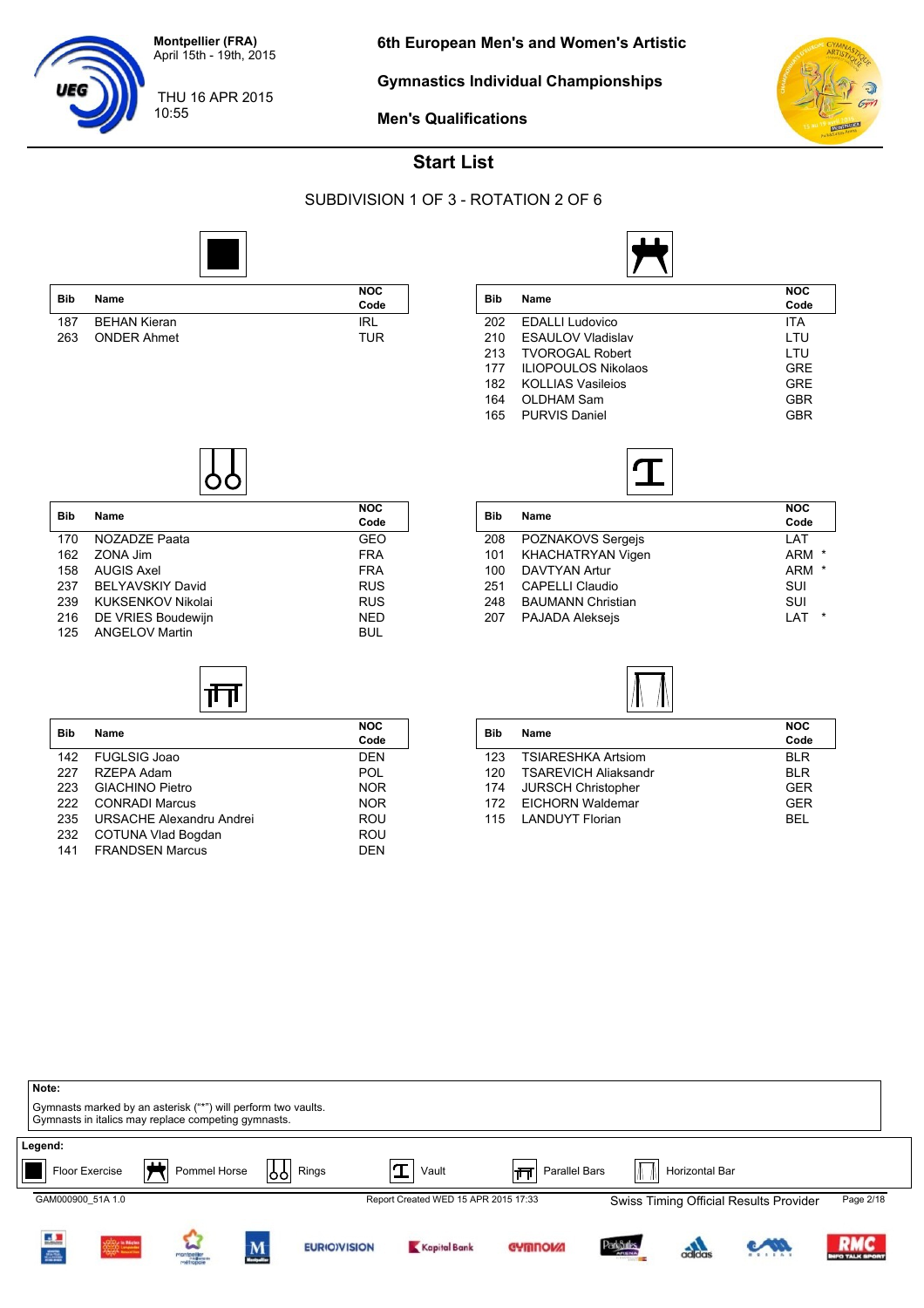Montpellier (FRA)
April 15th - 19th, 2015

THU 16 APR 2015
10:55

## 6th European Men's and Women's Artistic Gymnastics Individual Championships

## Men's Qualifications

# Start List

### SUBDIVISION 1 OF 3 - ROTATION 2 OF 6

#### Floor Exercise

| Bib | Name | NOC Code |
|---|---|---|
| 187 | BEHAN Kieran | IRL |
| 263 | ONDER Ahmet | TUR |

#### Pommel Horse

| Bib | Name | NOC Code |
|---|---|---|
| 202 | EDALLI Ludovico | ITA |
| 210 | ESAULOV Vladislav | LTU |
| 213 | TVOROGAL Robert | LTU |
| 177 | ILIOPOULOS Nikolaos | GRE |
| 182 | KOLLIAS Vasileios | GRE |
| 164 | OLDHAM Sam | GBR |
| 165 | PURVIS Daniel | GBR |

#### Rings

| Bib | Name | NOC Code |
|---|---|---|
| 170 | NOZADZE Paata | GEO |
| 162 | ZONA Jim | FRA |
| 158 | AUGIS Axel | FRA |
| 237 | BELYAVSKIY David | RUS |
| 239 | KUKSENKOV Nikolai | RUS |
| 216 | DE VRIES Boudewijn | NED |
| 125 | ANGELOV Martin | BUL |

#### Vault

| Bib | Name | NOC Code |
|---|---|---|
| 208 | POZNAKOVS Sergejs | LAT |
| 101 | KHACHATRYAN Vigen | ARM * |
| 100 | DAVTYAN Artur | ARM * |
| 251 | CAPELLI Claudio | SUI |
| 248 | BAUMANN Christian | SUI |
| 207 | PAJADA Aleksejs | LAT * |

#### Parallel Bars

| Bib | Name | NOC Code |
|---|---|---|
| 142 | FUGLSIG Joao | DEN |
| 227 | RZEPA Adam | POL |
| 223 | GIACHINO Pietro | NOR |
| 222 | CONRADI Marcus | NOR |
| 235 | URSACHE Alexandru Andrei | ROU |
| 232 | COTUNA Vlad Bogdan | ROU |
| 141 | FRANDSEN Marcus | DEN |

#### Horizontal Bar

| Bib | Name | NOC Code |
|---|---|---|
| 123 | TSIARESHKA Artsiom | BLR |
| 120 | TSAREVICH Aliaksandr | BLR |
| 174 | JURSCH Christopher | GER |
| 172 | EICHORN Waldemar | GER |
| 115 | LANDUYT Florian | BEL |

**Note:**
Gymnasts marked by an asterisk ("*") will perform two vaults.
Gymnasts in italics may replace competing gymnasts.

**Legend:**
Floor Exercise | Pommel Horse | Rings | Vault | Parallel Bars | Horizontal Bar

GAM000900_51A 1.0 — Report Created WED 15 APR 2015 17:33 — Swiss Timing Official Results Provider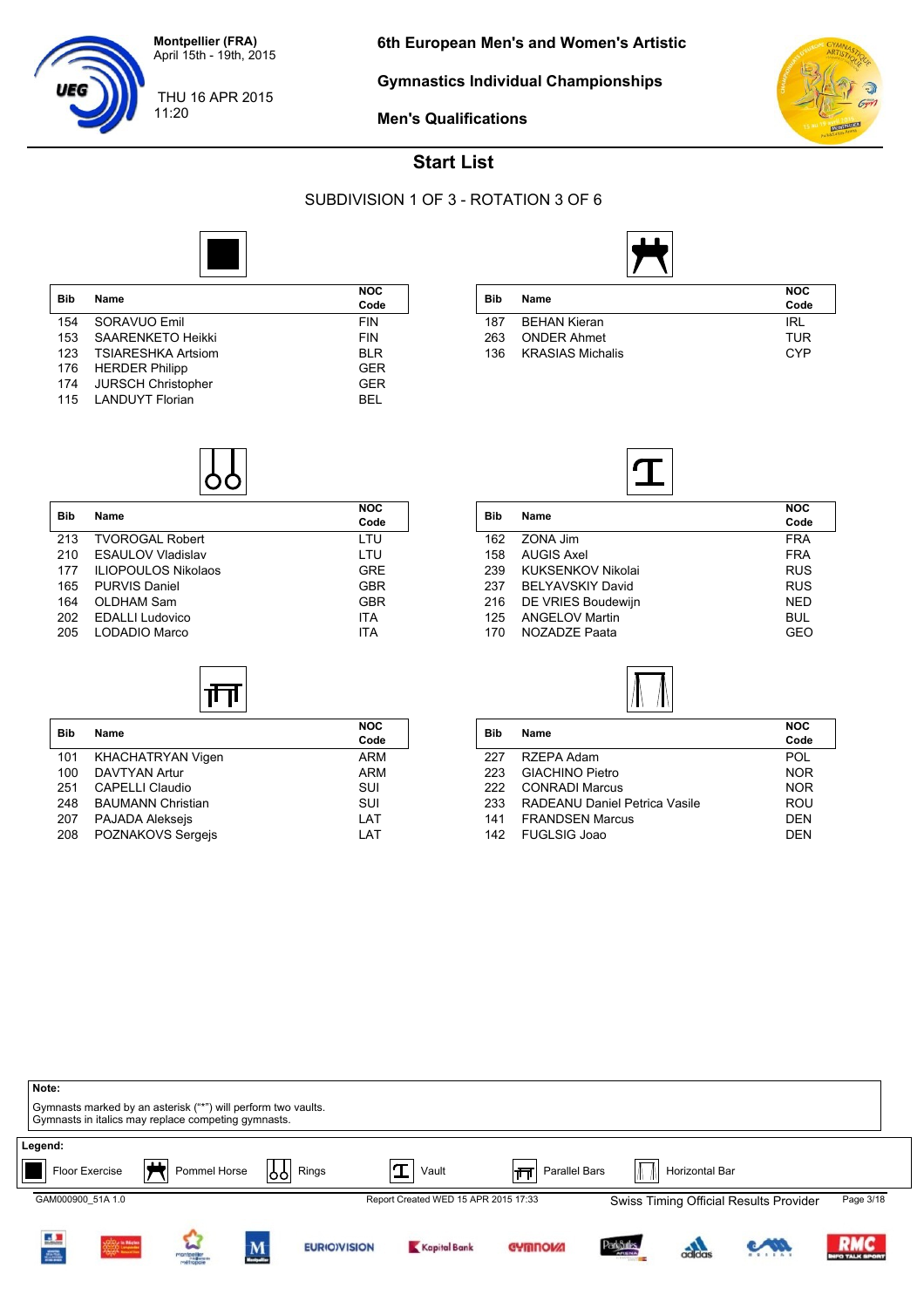Montpellier (FRA)
April 15th - 19th, 2015

THU 16 APR 2015
11:20

# 6th European Men's and Women's Artistic Gymnastics Individual Championships

## Men's Qualifications

## Start List

SUBDIVISION 1 OF 3 - ROTATION 3 OF 6

### Floor Exercise

| Bib | Name | NOC Code |
|---|---|---|
| 154 | SORAVUO Emil | FIN |
| 153 | SAARENKETO Heikki | FIN |
| 123 | TSIARESHKA Artsiom | BLR |
| 176 | HERDER Philipp | GER |
| 174 | JURSCH Christopher | GER |
| 115 | LANDUYT Florian | BEL |

### Pommel Horse

| Bib | Name | NOC Code |
|---|---|---|
| 187 | BEHAN Kieran | IRL |
| 263 | ONDER Ahmet | TUR |
| 136 | KRASIAS Michalis | CYP |

### Rings

| Bib | Name | NOC Code |
|---|---|---|
| 213 | TVOROGAL Robert | LTU |
| 210 | ESAULOV Vladislav | LTU |
| 177 | ILIOPOULOS Nikolaos | GRE |
| 165 | PURVIS Daniel | GBR |
| 164 | OLDHAM Sam | GBR |
| 202 | EDALLI Ludovico | ITA |
| 205 | LODADIO Marco | ITA |

### Vault

| Bib | Name | NOC Code |
|---|---|---|
| 162 | ZONA Jim | FRA |
| 158 | AUGIS Axel | FRA |
| 239 | KUKSENKOV Nikolai | RUS |
| 237 | BELYAVSKIY David | RUS |
| 216 | DE VRIES Boudewijn | NED |
| 125 | ANGELOV Martin | BUL |
| 170 | NOZADZE Paata | GEO |

### Parallel Bars

| Bib | Name | NOC Code |
|---|---|---|
| 101 | KHACHATRYAN Vigen | ARM |
| 100 | DAVTYAN Artur | ARM |
| 251 | CAPELLI Claudio | SUI |
| 248 | BAUMANN Christian | SUI |
| 207 | PAJADA Aleksejs | LAT |
| 208 | POZNAKOVS Sergejs | LAT |

### Horizontal Bar

| Bib | Name | NOC Code |
|---|---|---|
| 227 | RZEPA Adam | POL |
| 223 | GIACHINO Pietro | NOR |
| 222 | CONRADI Marcus | NOR |
| 233 | RADEANU Daniel Petrica Vasile | ROU |
| 141 | FRANDSEN Marcus | DEN |
| 142 | FUGLSIG Joao | DEN |

**Note:**
Gymnasts marked by an asterisk ("*") will perform two vaults.
Gymnasts in italics may replace competing gymnasts.

**Legend:**
Floor Exercise | Pommel Horse | Rings | Vault | Parallel Bars | Horizontal Bar

GAM000900_51A 1.0 — Report Created WED 15 APR 2015 17:33 — Swiss Timing Official Results Provider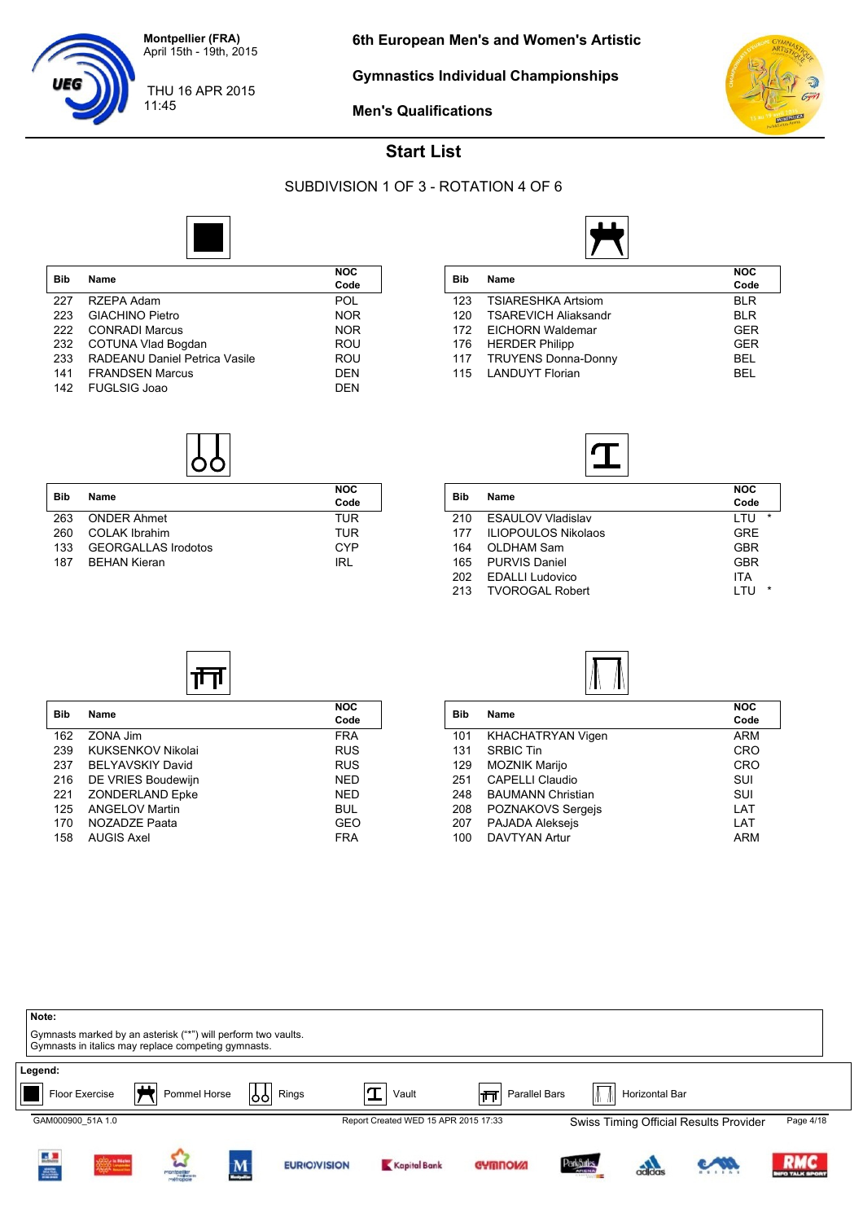Montpellier (FRA)
April 15th - 19th, 2015

THU 16 APR 2015
11:45

# 6th European Men's and Women's Artistic Gymnastics Individual Championships

## Men's Qualifications

## Start List

### SUBDIVISION 1 OF 3 - ROTATION 4 OF 6

#### Floor Exercise

| Bib | Name | NOC Code |
|---|---|---|
| 227 | RZEPA Adam | POL |
| 223 | GIACHINO Pietro | NOR |
| 222 | CONRADI Marcus | NOR |
| 232 | COTUNA Vlad Bogdan | ROU |
| 233 | RADEANU Daniel Petrica Vasile | ROU |
| 141 | FRANDSEN Marcus | DEN |
| 142 | FUGLSIG Joao | DEN |

#### Pommel Horse

| Bib | Name | NOC Code |
|---|---|---|
| 123 | TSIARESHKA Artsiom | BLR |
| 120 | TSAREVICH Aliaksandr | BLR |
| 172 | EICHORN Waldemar | GER |
| 176 | HERDER Philipp | GER |
| 117 | TRUYENS Donna-Donny | BEL |
| 115 | LANDUYT Florian | BEL |

#### Rings

| Bib | Name | NOC Code |
|---|---|---|
| 263 | ONDER Ahmet | TUR |
| 260 | COLAK Ibrahim | TUR |
| 133 | GEORGALLAS Irodotos | CYP |
| 187 | BEHAN Kieran | IRL |

#### Vault

| Bib | Name | NOC Code |
|---|---|---|
| 210 | ESAULOV Vladislav | LTU * |
| 177 | ILIOPOULOS Nikolaos | GRE |
| 164 | OLDHAM Sam | GBR |
| 165 | PURVIS Daniel | GBR |
| 202 | EDALLI Ludovico | ITA |
| 213 | TVOROGAL Robert | LTU * |

#### Parallel Bars

| Bib | Name | NOC Code |
|---|---|---|
| 162 | ZONA Jim | FRA |
| 239 | KUKSENKOV Nikolai | RUS |
| 237 | BELYAVSKIY David | RUS |
| 216 | DE VRIES Boudewijn | NED |
| 221 | ZONDERLAND Epke | NED |
| 125 | ANGELOV Martin | BUL |
| 170 | NOZADZE Paata | GEO |
| 158 | AUGIS Axel | FRA |

#### Horizontal Bar

| Bib | Name | NOC Code |
|---|---|---|
| 101 | KHACHATRYAN Vigen | ARM |
| 131 | SRBIC Tin | CRO |
| 129 | MOZNIK Marijo | CRO |
| 251 | CAPELLI Claudio | SUI |
| 248 | BAUMANN Christian | SUI |
| 208 | POZNAKOVS Sergejs | LAT |
| 207 | PAJADA Aleksejs | LAT |
| 100 | DAVTYAN Artur | ARM |

**Note:**
Gymnasts marked by an asterisk ("*") will perform two vaults.
Gymnasts in italics may replace competing gymnasts.

**Legend:**
Floor Exercise | Pommel Horse | Rings | Vault | Parallel Bars | Horizontal Bar

GAM000900_51A 1.0 — Report Created WED 15 APR 2015 17:33 — Swiss Timing Official Results Provider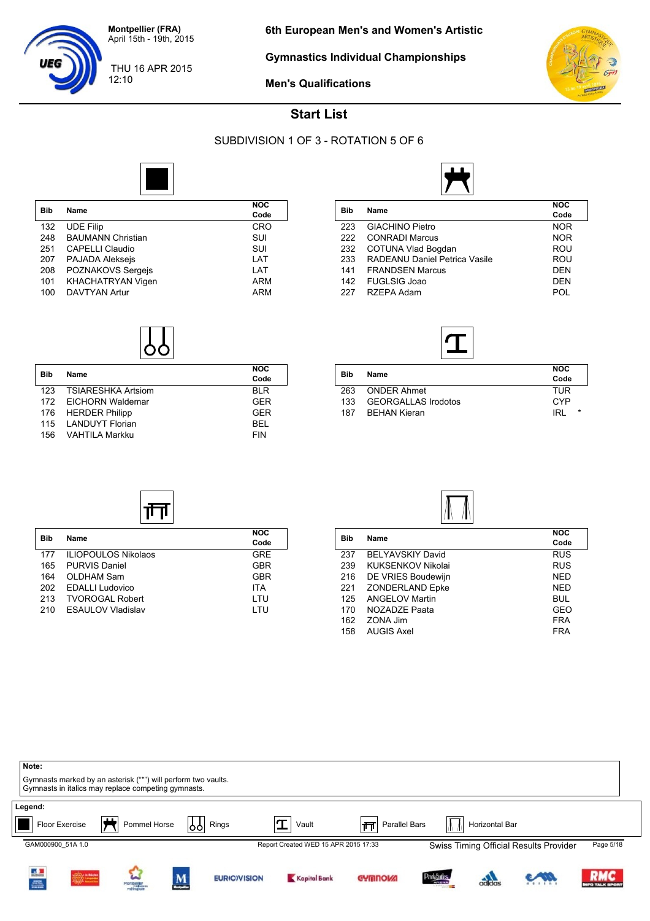Montpellier (FRA)
April 15th - 19th, 2015

THU 16 APR 2015
12:10

# 6th European Men's and Women's Artistic Gymnastics Individual Championships

## Men's Qualifications

## Start List

### SUBDIVISION 1 OF 3 - ROTATION 5 OF 6

**Floor Exercise**

| Bib | Name | NOC Code |
|---|---|---|
| 132 | UDE Filip | CRO |
| 248 | BAUMANN Christian | SUI |
| 251 | CAPELLI Claudio | SUI |
| 207 | PAJADA Aleksejs | LAT |
| 208 | POZNAKOVS Sergejs | LAT |
| 101 | KHACHATRYAN Vigen | ARM |
| 100 | DAVTYAN Artur | ARM |

**Pommel Horse**

| Bib | Name | NOC Code |
|---|---|---|
| 223 | GIACHINO Pietro | NOR |
| 222 | CONRADI Marcus | NOR |
| 232 | COTUNA Vlad Bogdan | ROU |
| 233 | RADEANU Daniel Petrica Vasile | ROU |
| 141 | FRANDSEN Marcus | DEN |
| 142 | FUGLSIG Joao | DEN |
| 227 | RZEPA Adam | POL |

**Rings**

| Bib | Name | NOC Code |
|---|---|---|
| 123 | TSIARESHKA Artsiom | BLR |
| 172 | EICHORN Waldemar | GER |
| 176 | HERDER Philipp | GER |
| 115 | LANDUYT Florian | BEL |
| 156 | VAHTILA Markku | FIN |

**Vault**

| Bib | Name | NOC Code |
|---|---|---|
| 263 | ONDER Ahmet | TUR |
| 133 | GEORGALLAS Irodotos | CYP |
| 187 | BEHAN Kieran | IRL * |

**Parallel Bars**

| Bib | Name | NOC Code |
|---|---|---|
| 177 | ILIOPOULOS Nikolaos | GRE |
| 165 | PURVIS Daniel | GBR |
| 164 | OLDHAM Sam | GBR |
| 202 | EDALLI Ludovico | ITA |
| 213 | TVOROGAL Robert | LTU |
| 210 | ESAULOV Vladislav | LTU |

**Horizontal Bar**

| Bib | Name | NOC Code |
|---|---|---|
| 237 | BELYAVSKIY David | RUS |
| 239 | KUKSENKOV Nikolai | RUS |
| 216 | DE VRIES Boudewijn | NED |
| 221 | ZONDERLAND Epke | NED |
| 125 | ANGELOV Martin | BUL |
| 170 | NOZADZE Paata | GEO |
| 162 | ZONA Jim | FRA |
| 158 | AUGIS Axel | FRA |

**Note:**
Gymnasts marked by an asterisk ("*") will perform two vaults.
Gymnasts in italics may replace competing gymnasts.

**Legend:**
Floor Exercise | Pommel Horse | Rings | Vault | Parallel Bars | Horizontal Bar

GAM000900_51A 1.0 | Report Created WED 15 APR 2015 17:33 | Swiss Timing Official Results Provider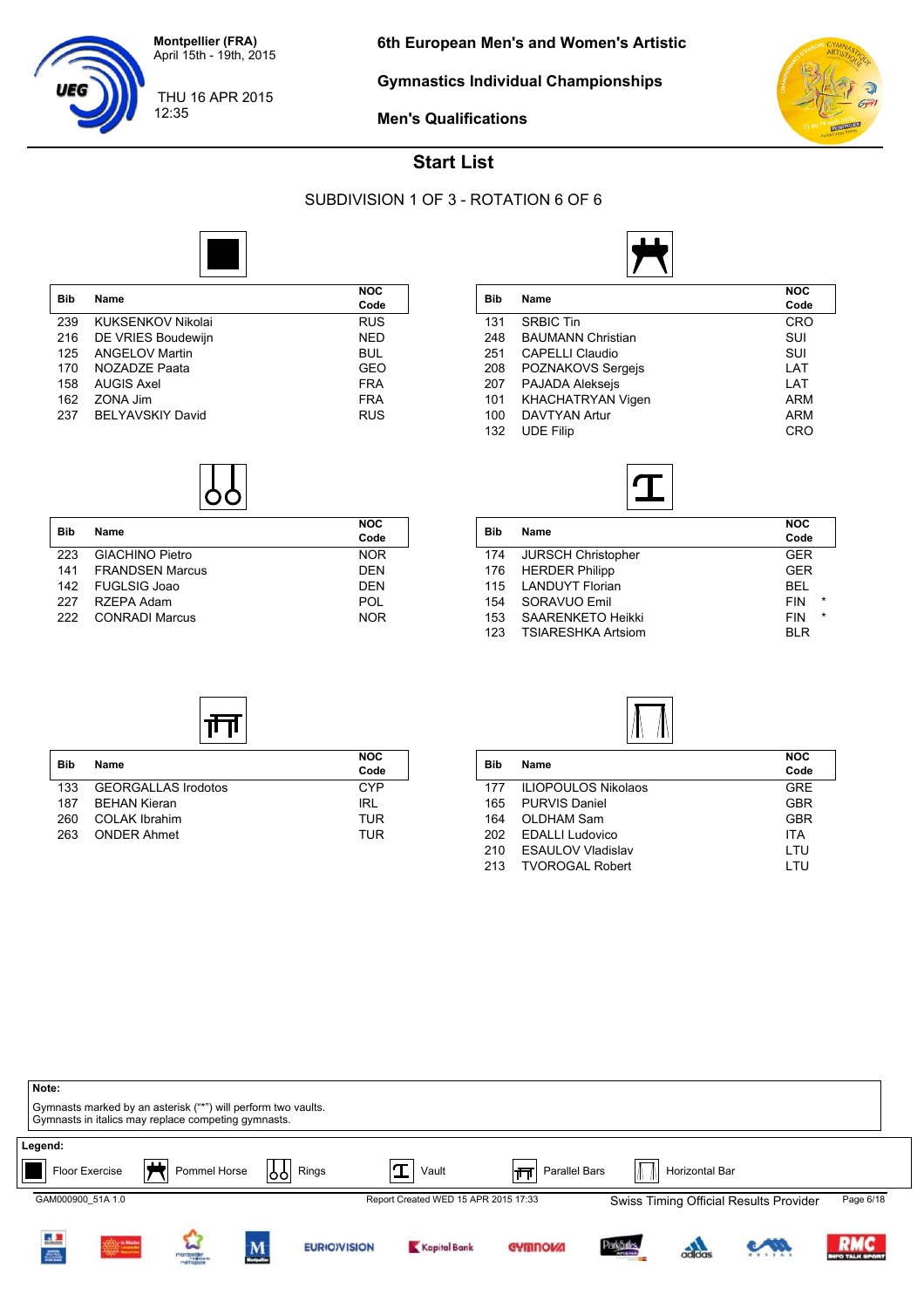Montpellier (FRA)
April 15th - 19th, 2015

THU 16 APR 2015
12:35

**6th European Men's and Women's Artistic**

**Gymnastics Individual Championships**

**Men's Qualifications**

## Start List

SUBDIVISION 1 OF 3 - ROTATION 6 OF 6

### Floor Exercise

| Bib | Name | NOC Code |
|---|---|---|
| 239 | KUKSENKOV Nikolai | RUS |
| 216 | DE VRIES Boudewijn | NED |
| 125 | ANGELOV Martin | BUL |
| 170 | NOZADZE Paata | GEO |
| 158 | AUGIS Axel | FRA |
| 162 | ZONA Jim | FRA |
| 237 | BELYAVSKIY David | RUS |

### Pommel Horse

| Bib | Name | NOC Code |
|---|---|---|
| 131 | SRBIC Tin | CRO |
| 248 | BAUMANN Christian | SUI |
| 251 | CAPELLI Claudio | SUI |
| 208 | POZNAKOVS Sergejs | LAT |
| 207 | PAJADA Aleksejs | LAT |
| 101 | KHACHATRYAN Vigen | ARM |
| 100 | DAVTYAN Artur | ARM |
| 132 | UDE Filip | CRO |

### Rings

| Bib | Name | NOC Code |
|---|---|---|
| 223 | GIACHINO Pietro | NOR |
| 141 | FRANDSEN Marcus | DEN |
| 142 | FUGLSIG Joao | DEN |
| 227 | RZEPA Adam | POL |
| 222 | CONRADI Marcus | NOR |

### Vault

| Bib | Name | NOC Code |
|---|---|---|
| 174 | JURSCH Christopher | GER |
| 176 | HERDER Philipp | GER |
| 115 | LANDUYT Florian | BEL |
| 154 | SORAVUO Emil | FIN * |
| 153 | SAARENKETO Heikki | FIN * |
| 123 | TSIARESHKA Artsiom | BLR |

### Parallel Bars

| Bib | Name | NOC Code |
|---|---|---|
| 133 | GEORGALLAS Irodotos | CYP |
| 187 | BEHAN Kieran | IRL |
| 260 | COLAK Ibrahim | TUR |
| 263 | ONDER Ahmet | TUR |

### Horizontal Bar

| Bib | Name | NOC Code |
|---|---|---|
| 177 | ILIOPOULOS Nikolaos | GRE |
| 165 | PURVIS Daniel | GBR |
| 164 | OLDHAM Sam | GBR |
| 202 | EDALLI Ludovico | ITA |
| 210 | ESAULOV Vladislav | LTU |
| 213 | TVOROGAL Robert | LTU |

**Note:**
Gymnasts marked by an asterisk ("*") will perform two vaults.
Gymnasts in italics may replace competing gymnasts.

**Legend:**
Floor Exercise | Pommel Horse | Rings | Vault | Parallel Bars | Horizontal Bar

GAM000900_51A 1.0 — Report Created WED 15 APR 2015 17:33 — Swiss Timing Official Results Provider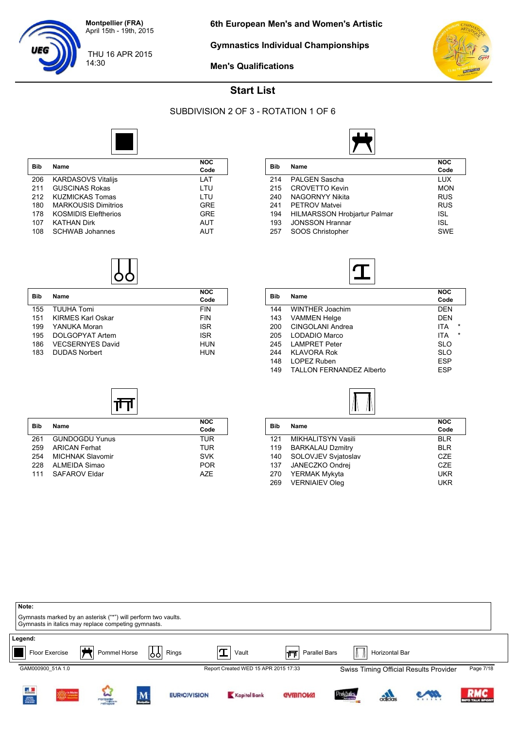Montpellier (FRA)
April 15th - 19th, 2015

THU 16 APR 2015
14:30

# 6th European Men's and Women's Artistic Gymnastics Individual Championships

## Men's Qualifications

## Start List

### SUBDIVISION 2 OF 3 - ROTATION 1 OF 6

**Floor Exercise**

| Bib | Name | NOC Code |
|---|---|---|
| 206 | KARDASOVS Vitalijs | LAT |
| 211 | GUSCINAS Rokas | LTU |
| 212 | KUZMICKAS Tomas | LTU |
| 180 | MARKOUSIS Dimitrios | GRE |
| 178 | KOSMIDIS Eleftherios | GRE |
| 107 | KATHAN Dirk | AUT |
| 108 | SCHWAB Johannes | AUT |

**Pommel Horse**

| Bib | Name | NOC Code |
|---|---|---|
| 214 | PALGEN Sascha | LUX |
| 215 | CROVETTO Kevin | MON |
| 240 | NAGORNYY Nikita | RUS |
| 241 | PETROV Matvei | RUS |
| 194 | HILMARSSON Hrobjartur Palmar | ISL |
| 193 | JONSSON Hrannar | ISL |
| 257 | SOOS Christopher | SWE |

**Rings**

| Bib | Name | NOC Code |
|---|---|---|
| 155 | TUUHA Tomi | FIN |
| 151 | KIRMES Karl Oskar | FIN |
| 199 | YANUKA Moran | ISR |
| 195 | DOLGOPYAT Artem | ISR |
| 186 | VECSERNYES David | HUN |
| 183 | DUDAS Norbert | HUN |

**Vault**

| Bib | Name | NOC Code | |
|---|---|---|---|
| 144 | WINTHER Joachim | DEN | |
| 143 | VAMMEN Helge | DEN | |
| 200 | CINGOLANI Andrea | ITA | * |
| 205 | LODADIO Marco | ITA | * |
| 245 | LAMPRET Peter | SLO | |
| 244 | KLAVORA Rok | SLO | |
| 148 | LOPEZ Ruben | ESP | |
| 149 | TALLON FERNANDEZ Alberto | ESP | |

**Parallel Bars**

| Bib | Name | NOC Code |
|---|---|---|
| 261 | GUNDOGDU Yunus | TUR |
| 259 | ARICAN Ferhat | TUR |
| 254 | MICHNAK Slavomir | SVK |
| 228 | ALMEIDA Simao | POR |
| 111 | SAFAROV Eldar | AZE |

**Horizontal Bar**

| Bib | Name | NOC Code |
|---|---|---|
| 121 | MIKHALITSYN Vasili | BLR |
| 119 | BARKALAU Dzmitry | BLR |
| 140 | SOLOVJEV Svjatoslav | CZE |
| 137 | JANECZKO Ondrej | CZE |
| 270 | YERMAK Mykyta | UKR |
| 269 | VERNIAIEV Oleg | UKR |

**Note:**
Gymnasts marked by an asterisk ("*") will perform two vaults.
Gymnasts in italics may replace competing gymnasts.

**Legend:**
Floor Exercise | Pommel Horse | Rings | Vault | Parallel Bars | Horizontal Bar

GAM000900_51A 1.0 — Report Created WED 15 APR 2015 17:33 — Swiss Timing Official Results Provider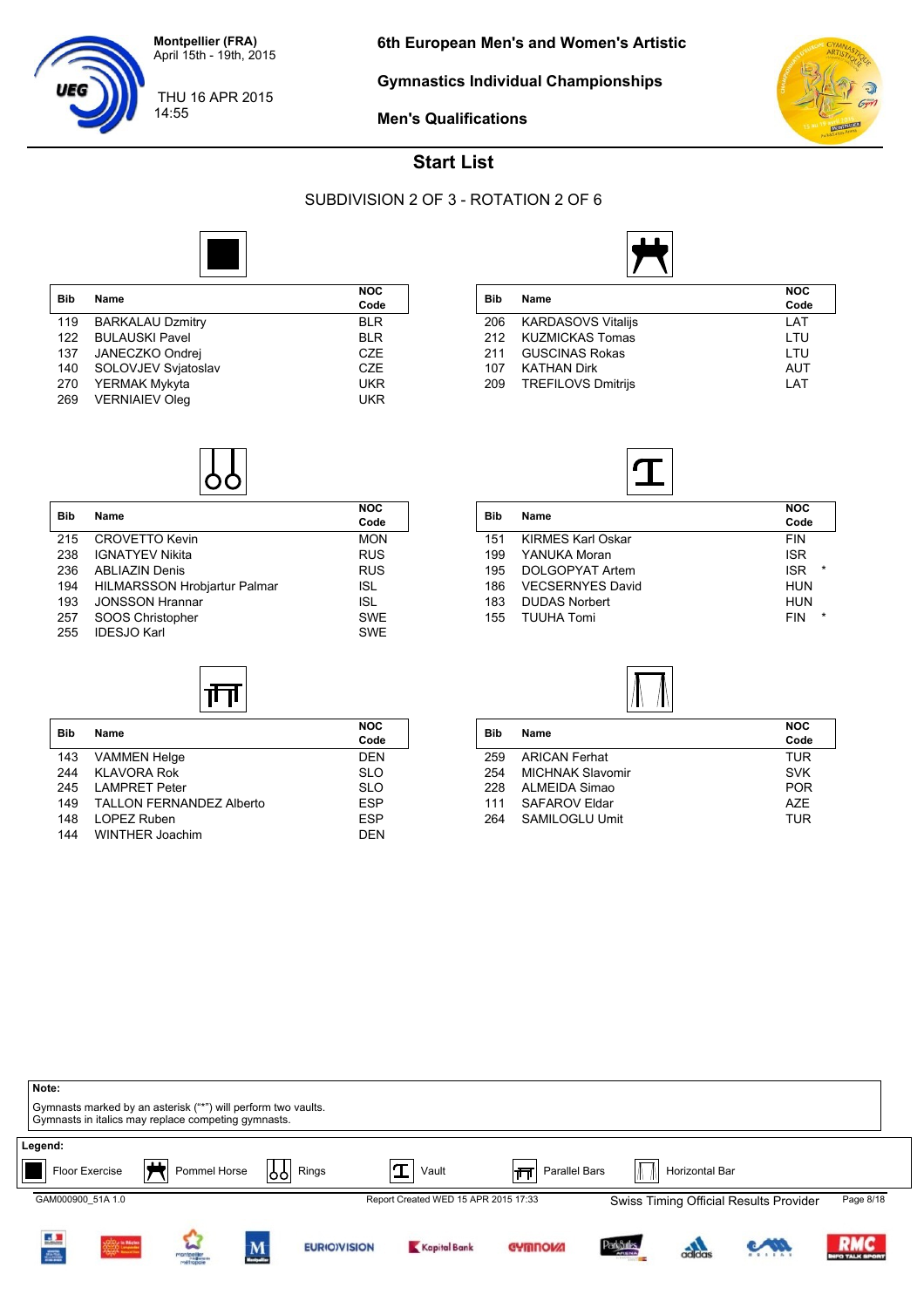Montpellier (FRA)
April 15th - 19th, 2015

THU 16 APR 2015
14:55

# 6th European Men's and Women's Artistic Gymnastics Individual Championships

## Men's Qualifications

## Start List

### SUBDIVISION 2 OF 3 - ROTATION 2 OF 6

**Floor Exercise**

| Bib | Name | NOC Code |
|---|---|---|
| 119 | BARKALAU Dzmitry | BLR |
| 122 | BULAUSKI Pavel | BLR |
| 137 | JANECZKO Ondrej | CZE |
| 140 | SOLOVJEV Svjatoslav | CZE |
| 270 | YERMAK Mykyta | UKR |
| 269 | VERNIAIEV Oleg | UKR |

**Pommel Horse**

| Bib | Name | NOC Code |
|---|---|---|
| 206 | KARDASOVS Vitalijs | LAT |
| 212 | KUZMICKAS Tomas | LTU |
| 211 | GUSCINAS Rokas | LTU |
| 107 | KATHAN Dirk | AUT |
| 209 | TREFILOVS Dmitrijs | LAT |

**Rings**

| Bib | Name | NOC Code |
|---|---|---|
| 215 | CROVETTO Kevin | MON |
| 238 | IGNATYEV Nikita | RUS |
| 236 | ABLIAZIN Denis | RUS |
| 194 | HILMARSSON Hrobjartur Palmar | ISL |
| 193 | JONSSON Hrannar | ISL |
| 257 | SOOS Christopher | SWE |
| 255 | IDESJO Karl | SWE |

**Vault**

| Bib | Name | NOC Code |
|---|---|---|
| 151 | KIRMES Karl Oskar | FIN |
| 199 | YANUKA Moran | ISR |
| 195 | DOLGOPYAT Artem | ISR * |
| 186 | VECSERNYES David | HUN |
| 183 | DUDAS Norbert | HUN |
| 155 | TUUHA Tomi | FIN * |

**Parallel Bars**

| Bib | Name | NOC Code |
|---|---|---|
| 143 | VAMMEN Helge | DEN |
| 244 | KLAVORA Rok | SLO |
| 245 | LAMPRET Peter | SLO |
| 149 | TALLON FERNANDEZ Alberto | ESP |
| 148 | LOPEZ Ruben | ESP |
| 144 | WINTHER Joachim | DEN |

**Horizontal Bar**

| Bib | Name | NOC Code |
|---|---|---|
| 259 | ARICAN Ferhat | TUR |
| 254 | MICHNAK Slavomir | SVK |
| 228 | ALMEIDA Simao | POR |
| 111 | SAFAROV Eldar | AZE |
| 264 | SAMILOGLU Umit | TUR |

**Note:**
Gymnasts marked by an asterisk ("*") will perform two vaults.
Gymnasts in italics may replace competing gymnasts.

**Legend:**
Floor Exercise | Pommel Horse | Rings | Vault | Parallel Bars | Horizontal Bar

GAM000900_51A 1.0 — Report Created WED 15 APR 2015 17:33 — Swiss Timing Official Results Provider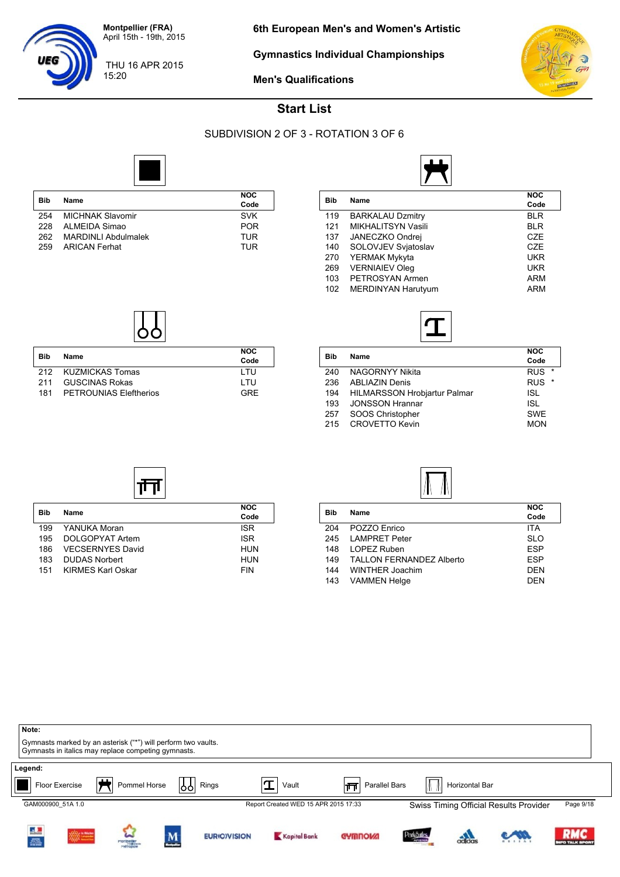Montpellier (FRA)
April 15th - 19th, 2015

THU 16 APR 2015
15:20

# 6th European Men's and Women's Artistic Gymnastics Individual Championships

## Men's Qualifications

## Start List

SUBDIVISION 2 OF 3 - ROTATION 3 OF 6

### Floor Exercise

| Bib | Name | NOC Code |
|---|---|---|
| 254 | MICHNAK Slavomir | SVK |
| 228 | ALMEIDA Simao | POR |
| 262 | MARDINLI Abdulmalek | TUR |
| 259 | ARICAN Ferhat | TUR |

### Pommel Horse

| Bib | Name | NOC Code |
|---|---|---|
| 119 | BARKALAU Dzmitry | BLR |
| 121 | MIKHALITSYN Vasili | BLR |
| 137 | JANECZKO Ondrej | CZE |
| 140 | SOLOVJEV Svjatoslav | CZE |
| 270 | YERMAK Mykyta | UKR |
| 269 | VERNIAIEV Oleg | UKR |
| 103 | PETROSYAN Armen | ARM |
| 102 | MERDINYAN Harutyum | ARM |

### Rings

| Bib | Name | NOC Code |
|---|---|---|
| 212 | KUZMICKAS Tomas | LTU |
| 211 | GUSCINAS Rokas | LTU |
| 181 | PETROUNIAS Eleftherios | GRE |

### Vault

| Bib | Name | NOC Code |
|---|---|---|
| 240 | NAGORNYY Nikita | RUS * |
| 236 | ABLIAZIN Denis | RUS * |
| 194 | HILMARSSON Hrobjartur Palmar | ISL |
| 193 | JONSSON Hrannar | ISL |
| 257 | SOOS Christopher | SWE |
| 215 | CROVETTO Kevin | MON |

### Parallel Bars

| Bib | Name | NOC Code |
|---|---|---|
| 199 | YANUKA Moran | ISR |
| 195 | DOLGOPYAT Artem | ISR |
| 186 | VECSERNYES David | HUN |
| 183 | DUDAS Norbert | HUN |
| 151 | KIRMES Karl Oskar | FIN |

### Horizontal Bar

| Bib | Name | NOC Code |
|---|---|---|
| 204 | POZZO Enrico | ITA |
| 245 | LAMPERT Peter | SLO |
| 148 | LOPEZ Ruben | ESP |
| 149 | TALLON FERNANDEZ Alberto | ESP |
| 144 | WINTHER Joachim | DEN |
| 143 | VAMMEN Helge | DEN |

**Note:**
Gymnasts marked by an asterisk ("*") will perform two vaults.
Gymnasts in italics may replace competing gymnasts.

**Legend:**
Floor Exercise | Pommel Horse | Rings | Vault | Parallel Bars | Horizontal Bar

GAM000900_51A 1.0 | Report Created WED 15 APR 2015 17:33 | Swiss Timing Official Results Provider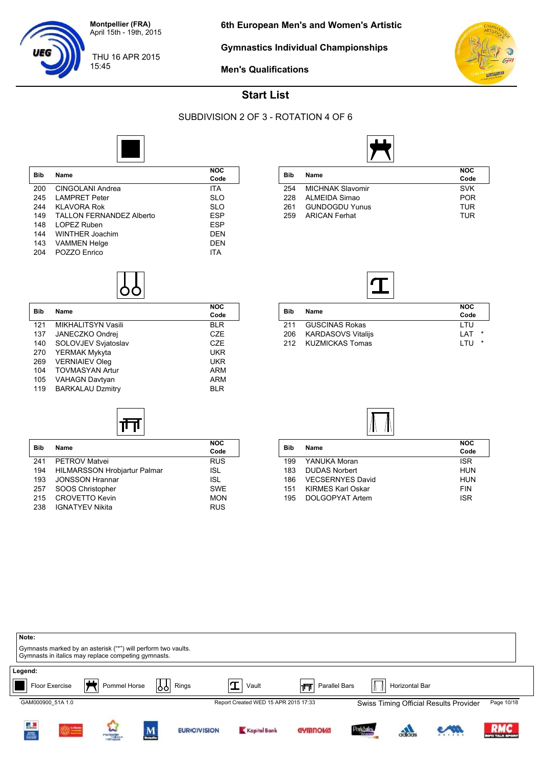Montpellier (FRA)
April 15th - 19th, 2015

THU 16 APR 2015
15:45

# 6th European Men's and Women's Artistic Gymnastics Individual Championships

## Men's Qualifications

## Start List

### SUBDIVISION 2 OF 3 - ROTATION 4 OF 6

**Floor Exercise**

| Bib | Name | NOC Code |
|---|---|---|
| 200 | CINGOLANI Andrea | ITA |
| 245 | LAMPRET Peter | SLO |
| 244 | KLAVORA Rok | SLO |
| 149 | TALLON FERNANDEZ Alberto | ESP |
| 148 | LOPEZ Ruben | ESP |
| 144 | WINTHER Joachim | DEN |
| 143 | VAMMEN Helge | DEN |
| 204 | POZZO Enrico | ITA |

**Pommel Horse**

| Bib | Name | NOC Code |
|---|---|---|
| 254 | MICHNAK Slavomir | SVK |
| 228 | ALMEIDA Simao | POR |
| 261 | GUNDOGDU Yunus | TUR |
| 259 | ARICAN Ferhat | TUR |

**Rings**

| Bib | Name | NOC Code |
|---|---|---|
| 121 | MIKHALITSYN Vasili | BLR |
| 137 | JANECZKO Ondrej | CZE |
| 140 | SOLOVJEV Svjatoslav | CZE |
| 270 | YERMAK Mykyta | UKR |
| 269 | VERNIAIEV Oleg | UKR |
| 104 | TOVMASYAN Artur | ARM |
| 105 | VAHAGN Davtyan | ARM |
| 119 | BARKALAU Dzmitry | BLR |

**Vault**

| Bib | Name | NOC Code |
|---|---|---|
| 211 | GUSCINAS Rokas | LTU |
| 206 | KARDASOVS Vitalijs | LAT * |
| 212 | KUZMICKAS Tomas | LTU * |

**Parallel Bars**

| Bib | Name | NOC Code |
|---|---|---|
| 241 | PETROV Matvei | RUS |
| 194 | HILMARSSON Hrobjartur Palmar | ISL |
| 193 | JONSSON Hrannar | ISL |
| 257 | SOOS Christopher | SWE |
| 215 | CROVETTO Kevin | MON |
| 238 | IGNATYEV Nikita | RUS |

**Horizontal Bar**

| Bib | Name | NOC Code |
|---|---|---|
| 199 | YANUKA Moran | ISR |
| 183 | DUDAS Norbert | HUN |
| 186 | VECSERNYES David | HUN |
| 151 | KIRMES Karl Oskar | FIN |
| 195 | DOLGOPYAT Artem | ISR |

**Note:**
Gymnasts marked by an asterisk ("*") will perform two vaults.
Gymnasts in italics may replace competing gymnasts.

**Legend:**
Floor Exercise | Pommel Horse | Rings | Vault | Parallel Bars | Horizontal Bar

GAM000900_51A 1.0 — Report Created WED 15 APR 2015 17:33 — Swiss Timing Official Results Provider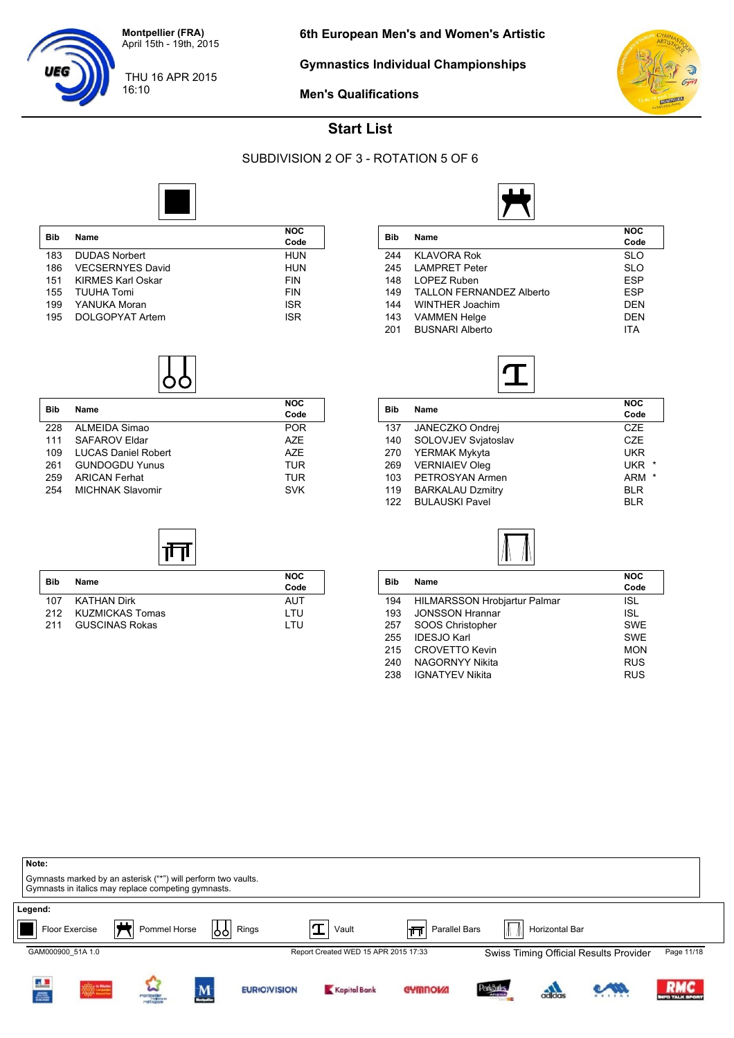**Montpellier (FRA)**
April 15th - 19th, 2015

THU 16 APR 2015
16:10

**6th European Men's and Women's Artistic**

**Gymnastics Individual Championships**

**Men's Qualifications**

## Start List

SUBDIVISION 2 OF 3 - ROTATION 5 OF 6

### Floor Exercise

| Bib | Name | NOC Code |
|---|---|---|
| 183 | DUDAS Norbert | HUN |
| 186 | VECSERNYES David | HUN |
| 151 | KIRMES Karl Oskar | FIN |
| 155 | TUUHA Tomi | FIN |
| 199 | YANUKA Moran | ISR |
| 195 | DOLGOPYAT Artem | ISR |

### Pommel Horse

| Bib | Name | NOC Code |
|---|---|---|
| 244 | KLAVORA Rok | SLO |
| 245 | LAMPRET Peter | SLO |
| 148 | LOPEZ Ruben | ESP |
| 149 | TALLON FERNANDEZ Alberto | ESP |
| 144 | WINTHER Joachim | DEN |
| 143 | VAMMEN Helge | DEN |
| 201 | BUSNARI Alberto | ITA |

### Rings

| Bib | Name | NOC Code |
|---|---|---|
| 228 | ALMEIDA Simao | POR |
| 111 | SAFAROV Eldar | AZE |
| 109 | LUCAS Daniel Robert | AZE |
| 261 | GUNDOGDU Yunus | TUR |
| 259 | ARICAN Ferhat | TUR |
| 254 | MICHNAK Slavomir | SVK |

### Vault

| Bib | Name | NOC Code |
|---|---|---|
| 137 | JANECZKO Ondrej | CZE |
| 140 | SOLOVJEV Svjatoslav | CZE |
| 270 | YERMAK Mykyta | UKR |
| 269 | VERNIAIEV Oleg | UKR * |
| 103 | PETROSYAN Armen | ARM * |
| 119 | BARKALAU Dzmitry | BLR |
| 122 | BULAUSKI Pavel | BLR |

### Parallel Bars

| Bib | Name | NOC Code |
|---|---|---|
| 107 | KATHAN Dirk | AUT |
| 212 | KUZMICKAS Tomas | LTU |
| 211 | GUSCINAS Rokas | LTU |

### Horizontal Bar

| Bib | Name | NOC Code |
|---|---|---|
| 194 | HILMARSSON Hrobjartur Palmar | ISL |
| 193 | JONSSON Hrannar | ISL |
| 257 | SOOS Christopher | SWE |
| 255 | IDESJO Karl | SWE |
| 215 | CROVETTO Kevin | MON |
| 240 | NAGORNYY Nikita | RUS |
| 238 | IGNATYEV Nikita | RUS |

**Note:**
Gymnasts marked by an asterisk ("*") will perform two vaults.
Gymnasts in italics may replace competing gymnasts.

**Legend:**
Floor Exercise | Pommel Horse | Rings | Vault | Parallel Bars | Horizontal Bar

GAM000900_51A 1.0 — Report Created WED 15 APR 2015 17:33 — Swiss Timing Official Results Provider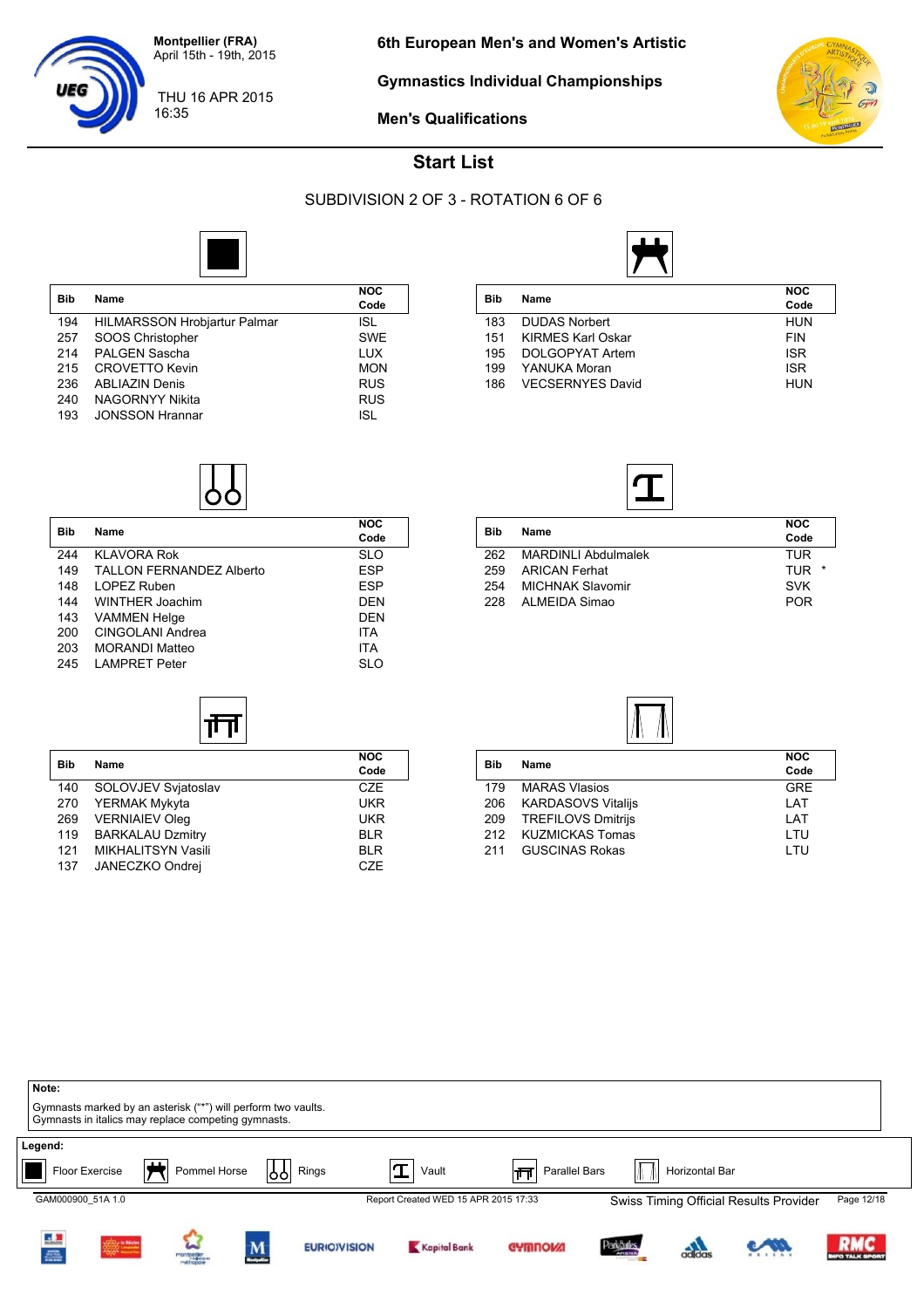Montpellier (FRA)
April 15th - 19th, 2015

THU 16 APR 2015
16:35

# 6th European Men's and Women's Artistic Gymnastics Individual Championships

## Men's Qualifications

## Start List

SUBDIVISION 2 OF 3 - ROTATION 6 OF 6

### Floor Exercise

| Bib | Name | NOC Code |
|---|---|---|
| 194 | HILMARSSON Hrobjartur Palmar | ISL |
| 257 | SOOS Christopher | SWE |
| 214 | PALGEN Sascha | LUX |
| 215 | CROVETTO Kevin | MON |
| 236 | ABLIAZIN Denis | RUS |
| 240 | NAGORNYY Nikita | RUS |
| 193 | JONSSON Hrannar | ISL |

### Pommel Horse

| Bib | Name | NOC Code |
|---|---|---|
| 183 | DUDAS Norbert | HUN |
| 151 | KIRMES Karl Oskar | FIN |
| 195 | DOLGOPYAT Artem | ISR |
| 199 | YANUKA Moran | ISR |
| 186 | VECSERNYES David | HUN |

### Rings

| Bib | Name | NOC Code |
|---|---|---|
| 244 | KLAVORA Rok | SLO |
| 149 | TALLON FERNANDEZ Alberto | ESP |
| 148 | LOPEZ Ruben | ESP |
| 144 | WINTHER Joachim | DEN |
| 143 | VAMMEN Helge | DEN |
| 200 | CINGOLANI Andrea | ITA |
| 203 | MORANDI Matteo | ITA |
| 245 | LAMPRET Peter | SLO |

### Vault

| Bib | Name | NOC Code |
|---|---|---|
| 262 | MARDINLI Abdulmalek | TUR |
| 259 | ARICAN Ferhat | TUR * |
| 254 | MICHNAK Slavomir | SVK |
| 228 | ALMEIDA Simao | POR |

### Parallel Bars

| Bib | Name | NOC Code |
|---|---|---|
| 140 | SOLOVJEV Svjatoslav | CZE |
| 270 | YERMAK Mykyta | UKR |
| 269 | VERNIAIEV Oleg | UKR |
| 119 | BARKALAU Dzmitry | BLR |
| 121 | MIKHALITSYN Vasili | BLR |
| 137 | JANECZKO Ondrej | CZE |

### Horizontal Bar

| Bib | Name | NOC Code |
|---|---|---|
| 179 | MARAS Vlasios | GRE |
| 206 | KARDASOVS Vitalijs | LAT |
| 209 | TREFILOVS Dmitrijs | LAT |
| 212 | KUZMICKAS Tomas | LTU |
| 211 | GUSCINAS Rokas | LTU |

**Note:**
Gymnasts marked by an asterisk ("*") will perform two vaults.
Gymnasts in italics may replace competing gymnasts.

**Legend:**
Floor Exercise | Pommel Horse | Rings | Vault | Parallel Bars | Horizontal Bar

GAM000900_51A 1.0 — Report Created WED 15 APR 2015 17:33 — Swiss Timing Official Results Provider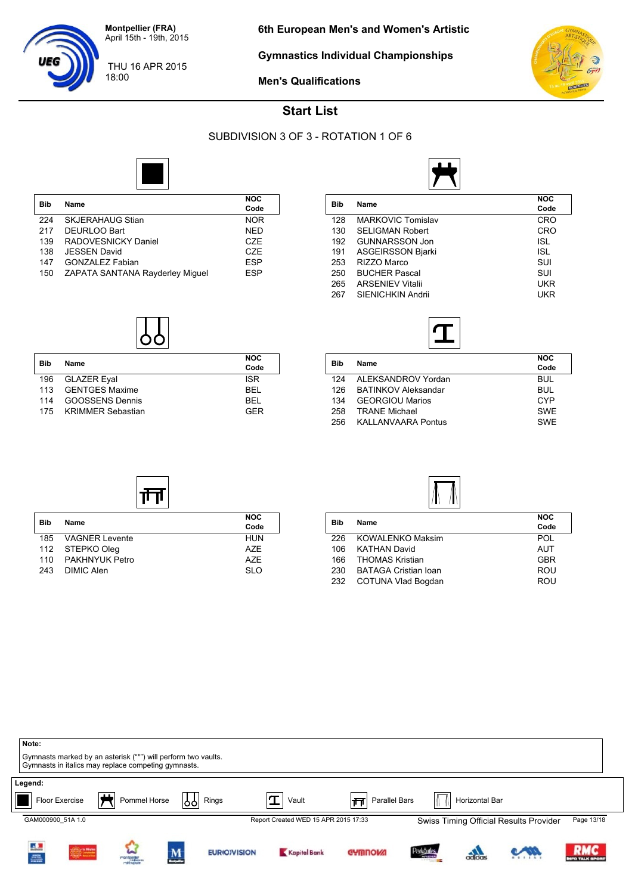Montpellier (FRA)
April 15th - 19th, 2015

THU 16 APR 2015
18:00

# 6th European Men's and Women's Artistic Gymnastics Individual Championships

## Men's Qualifications

## Start List

### SUBDIVISION 3 OF 3 - ROTATION 1 OF 6

**Floor Exercise**

| Bib | Name | NOC Code |
|---|---|---|
| 224 | SKJERAHAUG Stian | NOR |
| 217 | DEURLOO Bart | NED |
| 139 | RADOVESNICKY Daniel | CZE |
| 138 | JESSEN David | CZE |
| 147 | GONZALEZ Fabian | ESP |
| 150 | ZAPATA SANTANA Rayderley Miguel | ESP |

**Pommel Horse**

| Bib | Name | NOC Code |
|---|---|---|
| 128 | MARKOVIC Tomislav | CRO |
| 130 | SELIGMAN Robert | CRO |
| 192 | GUNNARSSON Jon | ISL |
| 191 | ASGEIRSSON Bjarki | ISL |
| 253 | RIZZO Marco | SUI |
| 250 | BUCHER Pascal | SUI |
| 265 | ARSENIEV Vitalii | UKR |
| 267 | SIENICHKIN Andrii | UKR |

**Rings**

| Bib | Name | NOC Code |
|---|---|---|
| 196 | GLAZER Eyal | ISR |
| 113 | GENTGES Maxime | BEL |
| 114 | GOOSSENS Dennis | BEL |
| 175 | KRIMMER Sebastian | GER |

**Vault**

| Bib | Name | NOC Code |
|---|---|---|
| 124 | ALEKSANDROV Yordan | BUL |
| 126 | BATINKOV Aleksandar | BUL |
| 134 | GEORGIOU Marios | CYP |
| 258 | TRANE Michael | SWE |
| 256 | KALLANVAARA Pontus | SWE |

**Parallel Bars**

| Bib | Name | NOC Code |
|---|---|---|
| 185 | VAGNER Levente | HUN |
| 112 | STEPKO Oleg | AZE |
| 110 | PAKHNYUK Petro | AZE |
| 243 | DIMIC Alen | SLO |

**Horizontal Bar**

| Bib | Name | NOC Code |
|---|---|---|
| 226 | KOWALENKO Maksim | POL |
| 106 | KATHAN David | AUT |
| 166 | THOMAS Kristian | GBR |
| 230 | BATAGA Cristian Ioan | ROU |
| 232 | COTUNA Vlad Bogdan | ROU |

**Note:**
Gymnasts marked by an asterisk ("*") will perform two vaults.
Gymnasts in italics may replace competing gymnasts.

**Legend:**
Floor Exercise | Pommel Horse | Rings | Vault | Parallel Bars | Horizontal Bar

GAM000900_51A 1.0 — Report Created WED 15 APR 2015 17:33 — Swiss Timing Official Results Provider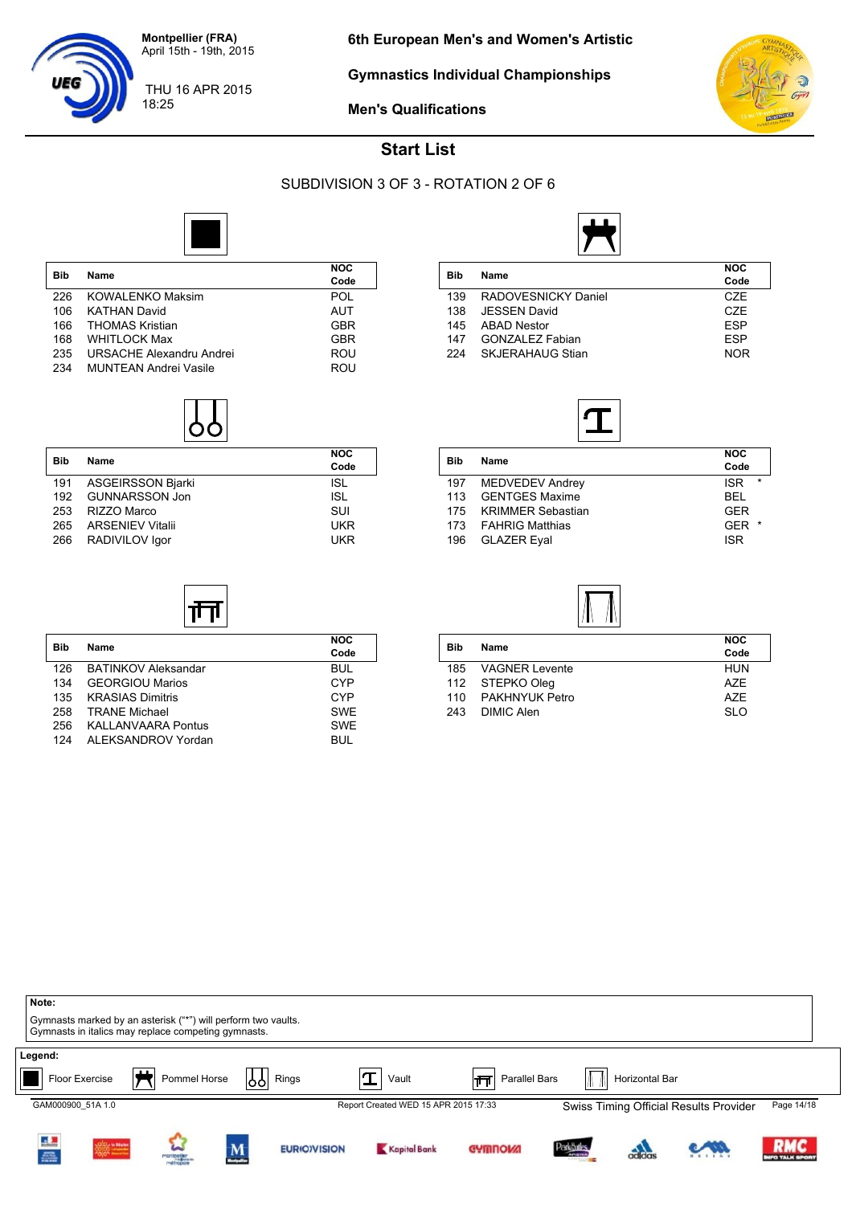Montpellier (FRA)
April 15th - 19th, 2015

THU 16 APR 2015
18:25

**6th European Men's and Women's Artistic**

**Gymnastics Individual Championships**

**Men's Qualifications**

# Start List

## SUBDIVISION 3 OF 3 - ROTATION 2 OF 6

### Floor Exercise

| Bib | Name | NOC Code |
|---|---|---|
| 226 | KOWALENKO Maksim | POL |
| 106 | KATHAN David | AUT |
| 166 | THOMAS Kristian | GBR |
| 168 | WHITLOCK Max | GBR |
| 235 | URSACHE Alexandru Andrei | ROU |
| 234 | MUNTEAN Andrei Vasile | ROU |

### Pommel Horse

| Bib | Name | NOC Code |
|---|---|---|
| 139 | RADOVESNICKY Daniel | CZE |
| 138 | JESSEN David | CZE |
| 145 | ABAD Nestor | ESP |
| 147 | GONZALEZ Fabian | ESP |
| 224 | SKJERAHAUG Stian | NOR |

### Rings

| Bib | Name | NOC Code |
|---|---|---|
| 191 | ASGEIRSSON Bjarki | ISL |
| 192 | GUNNARSSON Jon | ISL |
| 253 | RIZZO Marco | SUI |
| 265 | ARSENIEV Vitalii | UKR |
| 266 | RADIVILOV Igor | UKR |

### Vault

| Bib | Name | NOC Code |
|---|---|---|
| 197 | MEDVEDEV Andrey | ISR * |
| 113 | GENTGES Maxime | BEL |
| 175 | KRIMMER Sebastian | GER |
| 173 | FAHRIG Matthias | GER * |
| 196 | GLAZER Eyal | ISR |

### Parallel Bars

| Bib | Name | NOC Code |
|---|---|---|
| 126 | BATINKOV Aleksandar | BUL |
| 134 | GEORGIOU Marios | CYP |
| 135 | KRASIAS Dimitris | CYP |
| 258 | TRANE Michael | SWE |
| 256 | KALLANVAARA Pontus | SWE |
| 124 | ALEKSANDROV Yordan | BUL |

### Horizontal Bar

| Bib | Name | NOC Code |
|---|---|---|
| 185 | VAGNER Levente | HUN |
| 112 | STEPKO Oleg | AZE |
| 110 | PAKHNYUK Petro | AZE |
| 243 | DIMIC Alen | SLO |

**Note:**
Gymnasts marked by an asterisk ("*") will perform two vaults.
Gymnasts in italics may replace competing gymnasts.

**Legend:**
Floor Exercise | Pommel Horse | Rings | Vault | Parallel Bars | Horizontal Bar

GAM000900_51A 1.0 — Report Created WED 15 APR 2015 17:33 — Swiss Timing Official Results Provider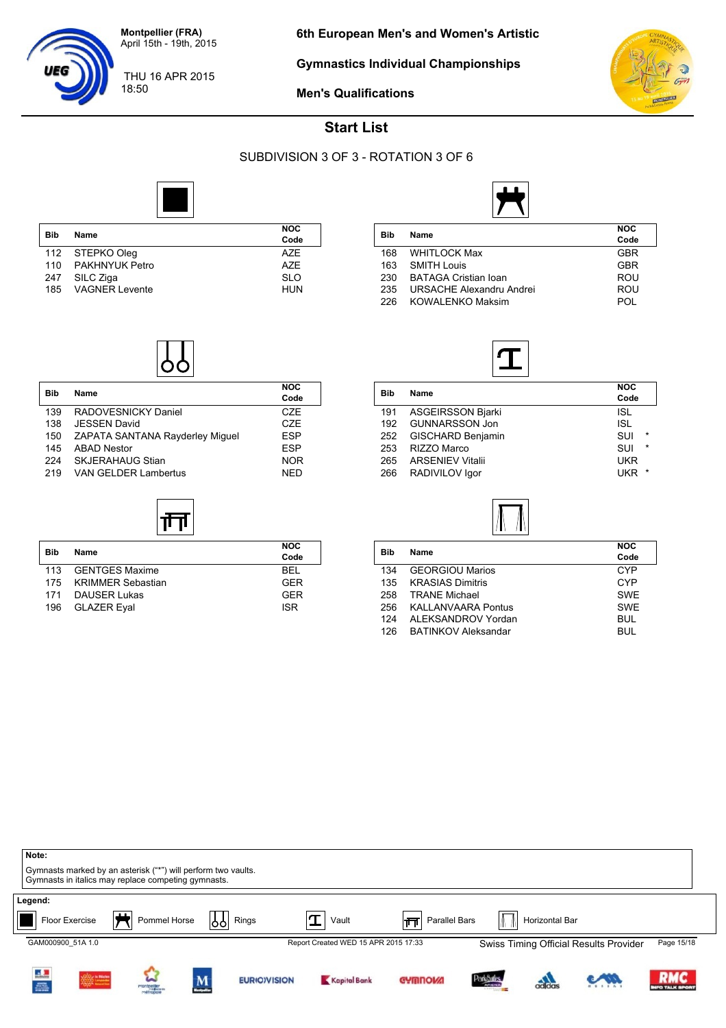Montpellier (FRA)
April 15th - 19th, 2015

THU 16 APR 2015
18:50

# 6th European Men's and Women's Artistic Gymnastics Individual Championships

## Men's Qualifications

## Start List

### SUBDIVISION 3 OF 3 - ROTATION 3 OF 6

**Floor Exercise**

| Bib | Name | NOC Code |
|---|---|---|
| 112 | STEPKO Oleg | AZE |
| 110 | PAKHNYUK Petro | AZE |
| 247 | SILC Ziga | SLO |
| 185 | VAGNER Levente | HUN |

**Pommel Horse**

| Bib | Name | NOC Code |
|---|---|---|
| 168 | WHITLOCK Max | GBR |
| 163 | SMITH Louis | GBR |
| 230 | BATAGA Cristian Ioan | ROU |
| 235 | URSACHE Alexandru Andrei | ROU |
| 226 | KOWALENKO Maksim | POL |

**Rings**

| Bib | Name | NOC Code |
|---|---|---|
| 139 | RADOVESNICKY Daniel | CZE |
| 138 | JESSEN David | CZE |
| 150 | ZAPATA SANTANA Rayderley Miguel | ESP |
| 145 | ABAD Nestor | ESP |
| 224 | SKJERAHAUG Stian | NOR |
| 219 | VAN GELDER Lambertus | NED |

**Vault**

| Bib | Name | NOC Code |
|---|---|---|
| 191 | ASGEIRSSON Bjarki | ISL |
| 192 | GUNNARSSON Jon | ISL |
| 252 | GISCHARD Benjamin | SUI * |
| 253 | RIZZO Marco | SUI * |
| 265 | ARSENIEV Vitalii | UKR |
| 266 | RADIVILOV Igor | UKR * |

**Parallel Bars**

| Bib | Name | NOC Code |
|---|---|---|
| 113 | GENTGES Maxime | BEL |
| 175 | KRIMMER Sebastian | GER |
| 171 | DAUSER Lukas | GER |
| 196 | GLAZER Eyal | ISR |

**Horizontal Bar**

| Bib | Name | NOC Code |
|---|---|---|
| 134 | GEORGIOU Marios | CYP |
| 135 | KRASIAS Dimitris | CYP |
| 258 | TRANE Michael | SWE |
| 256 | KALLANVAARA Pontus | SWE |
| 124 | ALEKSANDROV Yordan | BUL |
| 126 | BATINKOV Aleksandar | BUL |

**Note:**
Gymnasts marked by an asterisk ("*") will perform two vaults.
Gymnasts in italics may replace competing gymnasts.

**Legend:**
Floor Exercise | Pommel Horse | Rings | Vault | Parallel Bars | Horizontal Bar

GAM000900_51A 1.0 — Report Created WED 15 APR 2015 17:33 — Swiss Timing Official Results Provider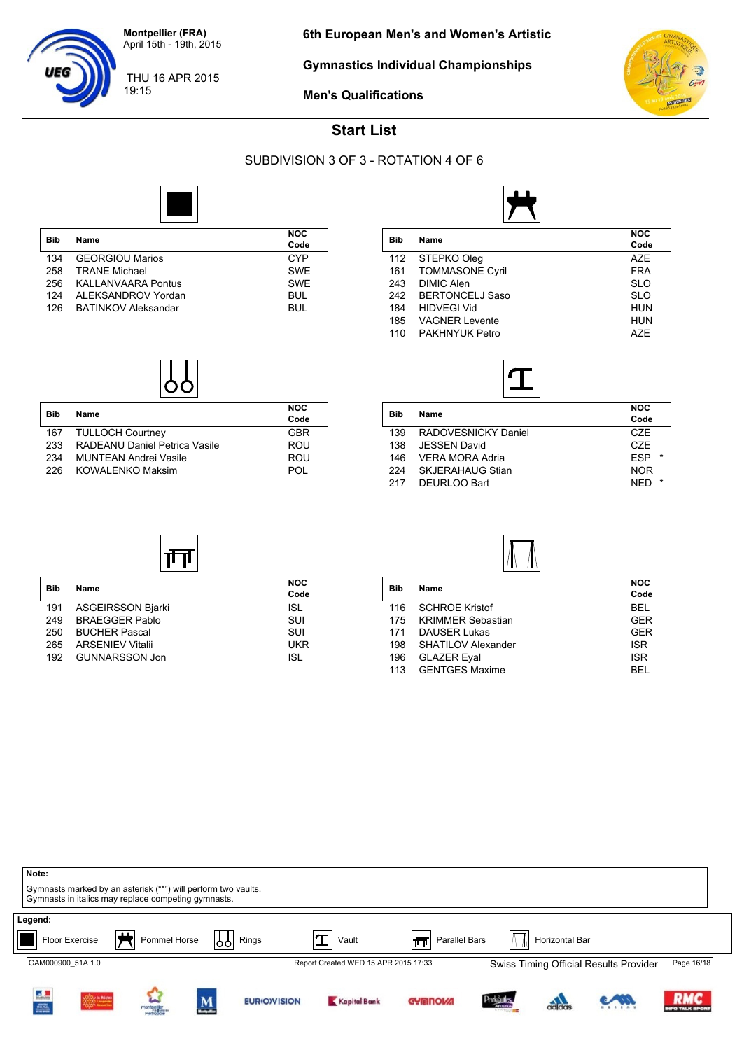Montpellier (FRA)
April 15th - 19th, 2015

THU 16 APR 2015
19:15

**6th European Men's and Women's Artistic Gymnastics Individual Championships**

**Men's Qualifications**

## Start List

SUBDIVISION 3 OF 3 - ROTATION 4 OF 6

### Floor Exercise

| Bib | Name | NOC Code |
|---|---|---|
| 134 | GEORGIOU Marios | CYP |
| 258 | TRANE Michael | SWE |
| 256 | KALLANVAARA Pontus | SWE |
| 124 | ALEKSANDROV Yordan | BUL |
| 126 | BATINKOV Aleksandar | BUL |

### Pommel Horse

| Bib | Name | NOC Code |
|---|---|---|
| 112 | STEPKO Oleg | AZE |
| 161 | TOMMASONE Cyril | FRA |
| 243 | DIMIC Alen | SLO |
| 242 | BERTONCELJ Saso | SLO |
| 184 | HIDVEGI Vid | HUN |
| 185 | VAGNER Levente | HUN |
| 110 | PAKHNYUK Petro | AZE |

### Rings

| Bib | Name | NOC Code |
|---|---|---|
| 167 | TULLOCH Courtney | GBR |
| 233 | RADEANU Daniel Petrica Vasile | ROU |
| 234 | MUNTEAN Andrei Vasile | ROU |
| 226 | KOWALENKO Maksim | POL |

### Vault

| Bib | Name | NOC Code |
|---|---|---|
| 139 | RADOVESNICKY Daniel | CZE |
| 138 | JESSEN David | CZE |
| 146 | VERA MORA Adria | ESP * |
| 224 | SKJERAHAUG Stian | NOR |
| 217 | DEURLOO Bart | NED * |

### Parallel Bars

| Bib | Name | NOC Code |
|---|---|---|
| 191 | ASGEIRSSON Bjarki | ISL |
| 249 | BRAEGGER Pablo | SUI |
| 250 | BUCHER Pascal | SUI |
| 265 | ARSENIEV Vitalii | UKR |
| 192 | GUNNARSSON Jon | ISL |

### Horizontal Bar

| Bib | Name | NOC Code |
|---|---|---|
| 116 | SCHROE Kristof | BEL |
| 175 | KRIMMER Sebastian | GER |
| 171 | DAUSER Lukas | GER |
| 198 | SHATILOV Alexander | ISR |
| 196 | GLAZER Eyal | ISR |
| 113 | GENTGES Maxime | BEL |

**Note:**
Gymnasts marked by an asterisk ("*") will perform two vaults.
Gymnasts in italics may replace competing gymnasts.

**Legend:**
Floor Exercise | Pommel Horse | Rings | Vault | Parallel Bars | Horizontal Bar

GAM000900_51A 1.0 — Report Created WED 15 APR 2015 17:33 — Swiss Timing Official Results Provider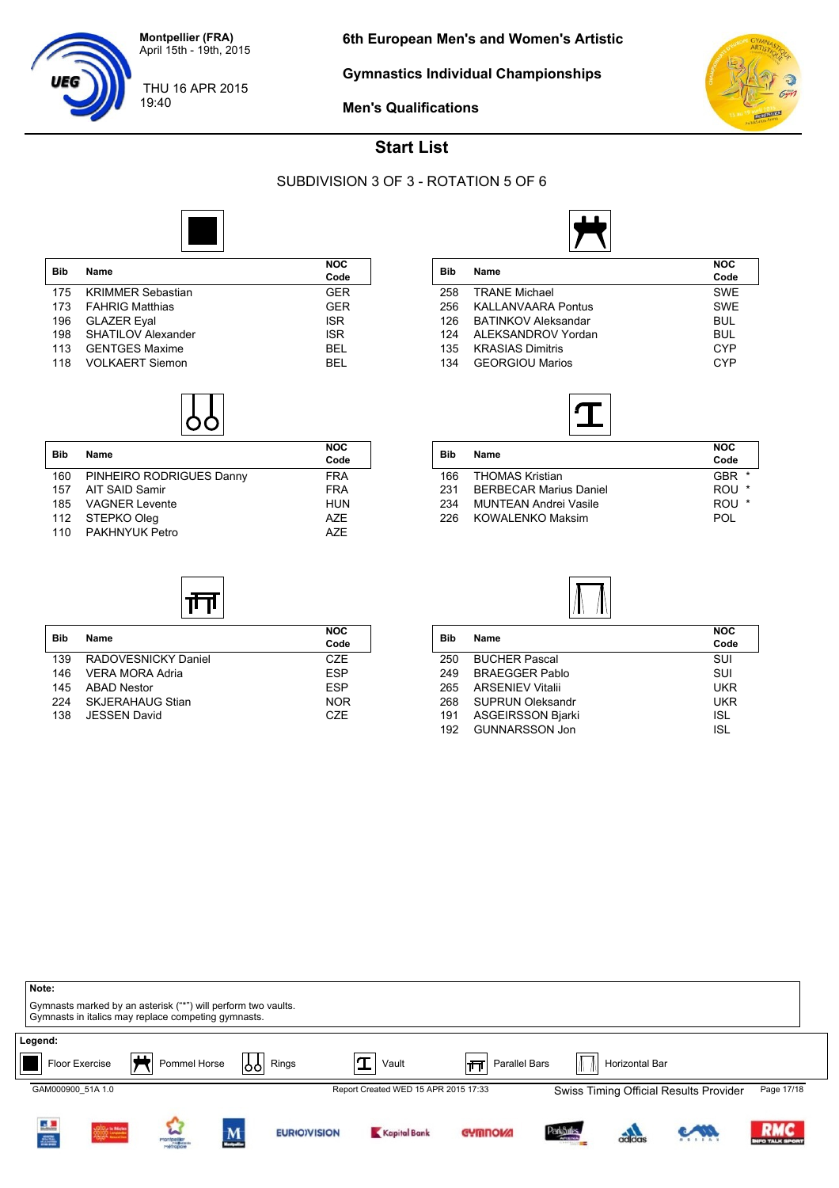Montpellier (FRA)
April 15th - 19th, 2015

THU 16 APR 2015
19:40

# 6th European Men's and Women's Artistic Gymnastics Individual Championships

## Men's Qualifications

## Start List

SUBDIVISION 3 OF 3 - ROTATION 5 OF 6

### Floor Exercise

| Bib | Name | NOC Code |
|---|---|---|
| 175 | KRIMMER Sebastian | GER |
| 173 | FAHRIG Matthias | GER |
| 196 | GLAZER Eyal | ISR |
| 198 | SHATILOV Alexander | ISR |
| 113 | GENTGES Maxime | BEL |
| 118 | VOLKAERT Siemon | BEL |

### Pommel Horse

| Bib | Name | NOC Code |
|---|---|---|
| 258 | TRANE Michael | SWE |
| 256 | KALLANVAARA Pontus | SWE |
| 126 | BATINKOV Aleksandar | BUL |
| 124 | ALEKSANDROV Yordan | BUL |
| 135 | KRASIAS Dimitris | CYP |
| 134 | GEORGIOU Marios | CYP |

### Rings

| Bib | Name | NOC Code |
|---|---|---|
| 160 | PINHEIRO RODRIGUES Danny | FRA |
| 157 | AIT SAID Samir | FRA |
| 185 | VAGNER Levente | HUN |
| 112 | STEPKO Oleg | AZE |
| 110 | PAKHNYUK Petro | AZE |

### Vault

| Bib | Name | NOC Code |
|---|---|---|
| 166 | THOMAS Kristian | GBR * |
| 231 | BERBECAR Marius Daniel | ROU * |
| 234 | MUNTEAN Andrei Vasile | ROU * |
| 226 | KOWALENKO Maksim | POL |

### Parallel Bars

| Bib | Name | NOC Code |
|---|---|---|
| 139 | RADOVESNICKY Daniel | CZE |
| 146 | VERA MORA Adria | ESP |
| 145 | ABAD Nestor | ESP |
| 224 | SKJERAHAUG Stian | NOR |
| 138 | JESSEN David | CZE |

### Horizontal Bar

| Bib | Name | NOC Code |
|---|---|---|
| 250 | BUCHER Pascal | SUI |
| 249 | BRAEGGER Pablo | SUI |
| 265 | ARSENIEV Vitalii | UKR |
| 268 | SUPRUN Oleksandr | UKR |
| 191 | ASGEIRSSON Bjarki | ISL |
| 192 | GUNNARSSON Jon | ISL |

**Note:**
Gymnasts marked by an asterisk ("*") will perform two vaults.
Gymnasts in italics may replace competing gymnasts.

**Legend:**
Floor Exercise | Pommel Horse | Rings | Vault | Parallel Bars | Horizontal Bar

GAM000900_51A 1.0 — Report Created WED 15 APR 2015 17:33 — Swiss Timing Official Results Provider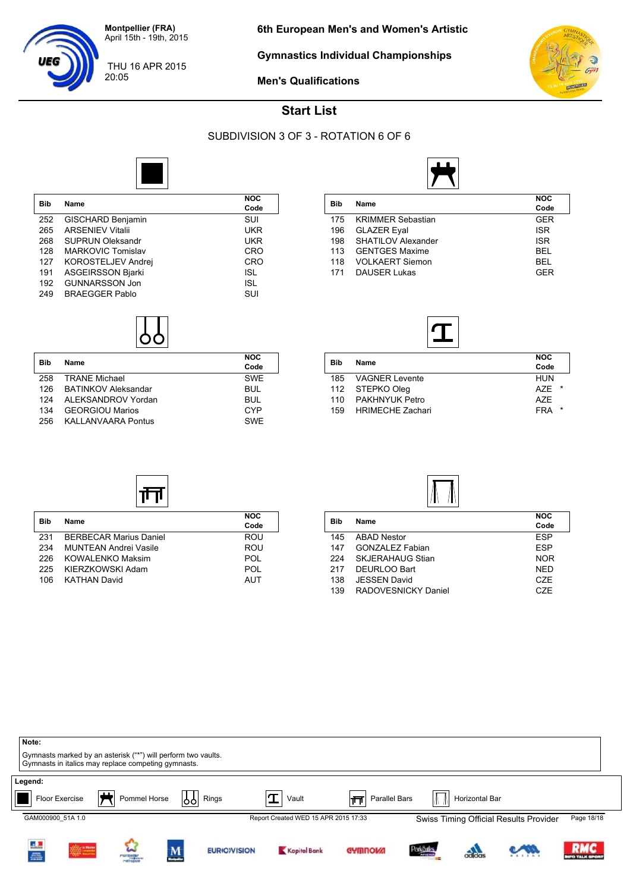Montpellier (FRA)
April 15th - 19th, 2015

THU 16 APR 2015
20:05

**6th European Men's and Women's Artistic**

**Gymnastics Individual Championships**

**Men's Qualifications**

# Start List

## SUBDIVISION 3 OF 3 - ROTATION 6 OF 6

### Floor Exercise

| Bib | Name | NOC Code |
|---|---|---|
| 252 | GISCHARD Benjamin | SUI |
| 265 | ARSENIEV Vitalii | UKR |
| 268 | SUPRUN Oleksandr | UKR |
| 128 | MARKOVIC Tomislav | CRO |
| 127 | KOROSTELJEV Andrej | CRO |
| 191 | ASGEIRSSON Bjarki | ISL |
| 192 | GUNNARSSON Jon | ISL |
| 249 | BRAEGGER Pablo | SUI |

### Pommel Horse

| Bib | Name | NOC Code |
|---|---|---|
| 175 | KRIMMER Sebastian | GER |
| 196 | GLAZER Eyal | ISR |
| 198 | SHATILOV Alexander | ISR |
| 113 | GENTGES Maxime | BEL |
| 118 | VOLKAERT Siemon | BEL |
| 171 | DAUSER Lukas | GER |

### Rings

| Bib | Name | NOC Code |
|---|---|---|
| 258 | TRANE Michael | SWE |
| 126 | BATINKOV Aleksandar | BUL |
| 124 | ALEKSANDROV Yordan | BUL |
| 134 | GEORGIOU Marios | CYP |
| 256 | KALLANVAARA Pontus | SWE |

### Vault

| Bib | Name | NOC Code |
|---|---|---|
| 185 | VAGNER Levente | HUN |
| 112 | STEPKO Oleg | AZE * |
| 110 | PAKHNYUK Petro | AZE |
| 159 | HRIMECHE Zachari | FRA * |

### Parallel Bars

| Bib | Name | NOC Code |
|---|---|---|
| 231 | BERBECAR Marius Daniel | ROU |
| 234 | MUNTEAN Andrei Vasile | ROU |
| 226 | KOWALENKO Maksim | POL |
| 225 | KIERZKOWSKI Adam | POL |
| 106 | KATHAN David | AUT |

### Horizontal Bar

| Bib | Name | NOC Code |
|---|---|---|
| 145 | ABAD Nestor | ESP |
| 147 | GONZALEZ Fabian | ESP |
| 224 | SKJERAHAUG Stian | NOR |
| 217 | DEURLOO Bart | NED |
| 138 | JESSEN David | CZE |
| 139 | RADOVESNICKY Daniel | CZE |

**Note:**

Gymnasts marked by an asterisk ("*") will perform two vaults.
Gymnasts in italics may replace competing gymnasts.

**Legend:**

Floor Exercise, Pommel Horse, Rings, Vault, Parallel Bars, Horizontal Bar

GAM000900_51A 1.0 — Report Created WED 15 APR 2015 17:33 — Swiss Timing Official Results Provider